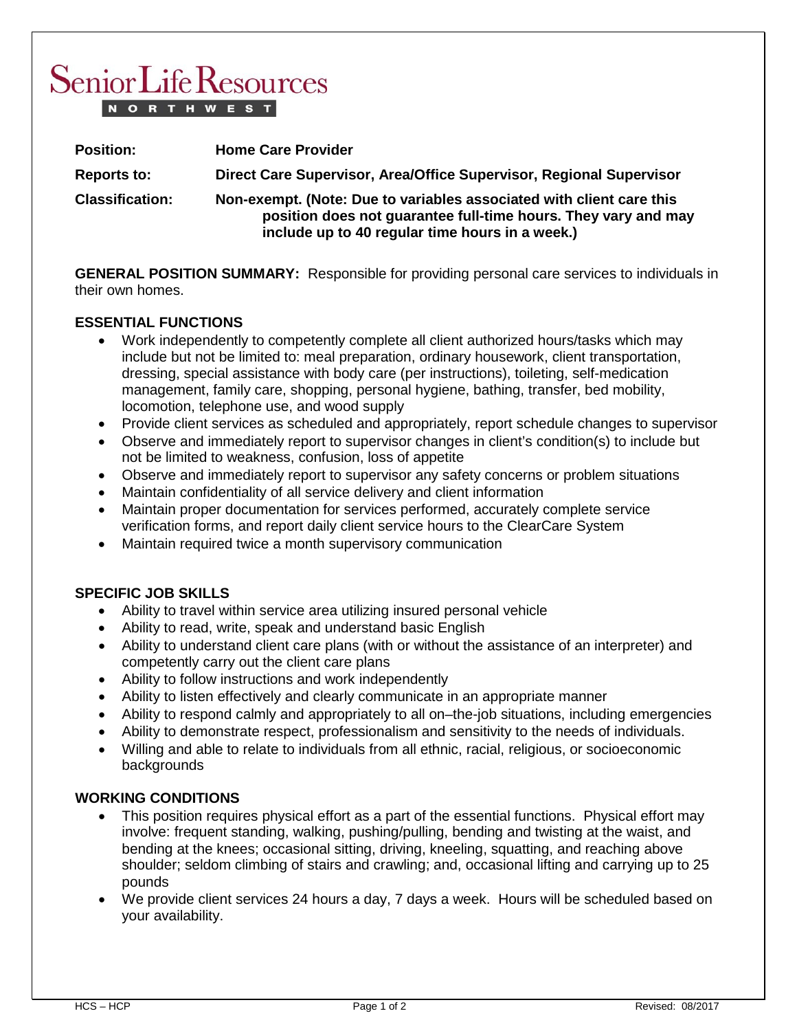# Senior Life Resources

**NORTHWEST**

**Position:** **Home Care Provider**

**Reports to:** **Direct Care Supervisor, Area/Office Supervisor, Regional Supervisor**

**Classification:** **Non-exempt. (Note: Due to variables associated with client care this position does not guarantee full-time hours. They vary and may include up to 40 regular time hours in a week.)**

**GENERAL POSITION SUMMARY:** Responsible for providing personal care services to individuals in their own homes.

## ESSENTIAL FUNCTIONS

- Work independently to competently complete all client authorized hours/tasks which may include but not be limited to: meal preparation, ordinary housework, client transportation, dressing, special assistance with body care (per instructions), toileting, self-medication management, family care, shopping, personal hygiene, bathing, transfer, bed mobility, locomotion, telephone use, and wood supply
- Provide client services as scheduled and appropriately, report schedule changes to supervisor
- Observe and immediately report to supervisor changes in client's condition(s) to include but not be limited to weakness, confusion, loss of appetite
- Observe and immediately report to supervisor any safety concerns or problem situations
- Maintain confidentiality of all service delivery and client information
- Maintain proper documentation for services performed, accurately complete service verification forms, and report daily client service hours to the ClearCare System
- Maintain required twice a month supervisory communication

## SPECIFIC JOB SKILLS

- Ability to travel within service area utilizing insured personal vehicle
- Ability to read, write, speak and understand basic English
- Ability to understand client care plans (with or without the assistance of an interpreter) and competently carry out the client care plans
- Ability to follow instructions and work independently
- Ability to listen effectively and clearly communicate in an appropriate manner
- Ability to respond calmly and appropriately to all on–the-job situations, including emergencies
- Ability to demonstrate respect, professionalism and sensitivity to the needs of individuals.
- Willing and able to relate to individuals from all ethnic, racial, religious, or socioeconomic backgrounds

## WORKING CONDITIONS

- This position requires physical effort as a part of the essential functions. Physical effort may involve: frequent standing, walking, pushing/pulling, bending and twisting at the waist, and bending at the knees; occasional sitting, driving, kneeling, squatting, and reaching above shoulder; seldom climbing of stairs and crawling; and, occasional lifting and carrying up to 25 pounds
- We provide client services 24 hours a day, 7 days a week. Hours will be scheduled based on your availability.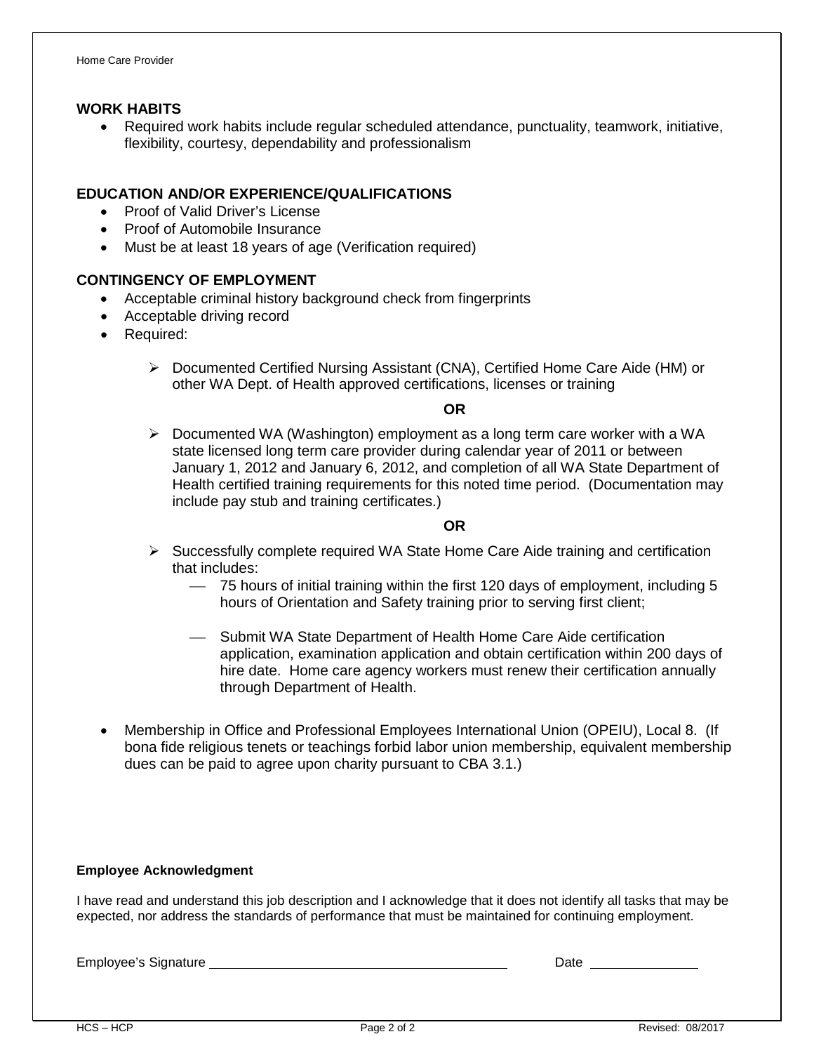## WORK HABITS

- Required work habits include regular scheduled attendance, punctuality, teamwork, initiative, flexibility, courtesy, dependability and professionalism

## EDUCATION AND/OR EXPERIENCE/QUALIFICATIONS

- Proof of Valid Driver's License
- Proof of Automobile Insurance
- Must be at least 18 years of age (Verification required)

## CONTINGENCY OF EMPLOYMENT

- Acceptable criminal history background check from fingerprints
- Acceptable driving record
- Required:
  - Documented Certified Nursing Assistant (CNA), Certified Home Care Aide (HM) or other WA Dept. of Health approved certifications, licenses or training

    **OR**

  - Documented WA (Washington) employment as a long term care worker with a WA state licensed long term care provider during calendar year of 2011 or between January 1, 2012 and January 6, 2012, and completion of all WA State Department of Health certified training requirements for this noted time period. (Documentation may include pay stub and training certificates.)

    **OR**

  - Successfully complete required WA State Home Care Aide training and certification that includes:
    - 75 hours of initial training within the first 120 days of employment, including 5 hours of Orientation and Safety training prior to serving first client;
    - Submit WA State Department of Health Home Care Aide certification application, examination application and obtain certification within 200 days of hire date. Home care agency workers must renew their certification annually through Department of Health.
- Membership in Office and Professional Employees International Union (OPEIU), Local 8. (If bona fide religious tenets or teachings forbid labor union membership, equivalent membership dues can be paid to agree upon charity pursuant to CBA 3.1.)

**Employee Acknowledgment**

I have read and understand this job description and I acknowledge that it does not identify all tasks that may be expected, nor address the standards of performance that must be maintained for continuing employment.

Employee's Signature ______________________________ Date ____________